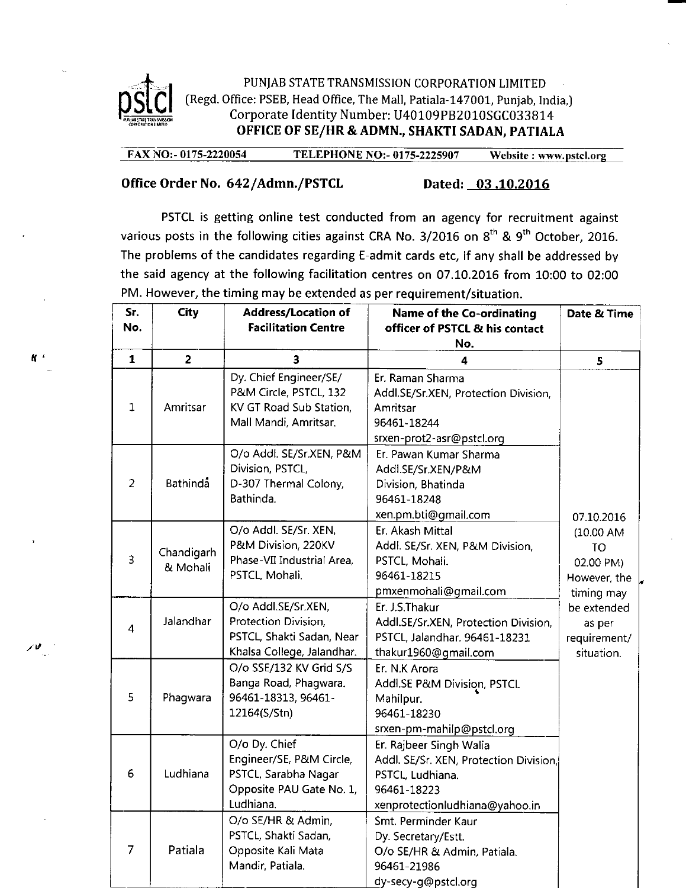PUNJAB STATE TRANSMISSION CORPORATION LIMITED
(Regd. Office: PSEB, Head Office, The Mall, Patiala-147001, Punjab, India,)
Corporate Identity Number: U40109PB2010SGC033814

**OFFICE OF SE/HR & ADMN., SHAKTI SADAN, PATIALA**

FAX NO:- 0175-2220054 TELEPHONE NO:- 0175-2225907 Website : www.pstcl.org

**Office Order No. 642/Admn./PSTCL Dated: 03.10.2016**

PSTCL is getting online test conducted from an agency for recruitment against various posts in the following cities against CRA No. 3/2016 on 8th & 9th October, 2016. The problems of the candidates regarding E-admit cards etc, if any shall be addressed by the said agency at the following facilitation centres on 07.10.2016 from 10:00 to 02:00 PM. However, the timing may be extended as per requirement/situation.

| Sr. No. | City | Address/Location of Facilitation Centre | Name of the Co-ordinating officer of PSTCL & his contact No. | Date & Time |
|---|---|---|---|---|
| 1 | 2 | 3 | 4 | 5 |
| 1 | Amritsar | Dy. Chief Engineer/SE/ P&M Circle, PSTCL, 132 KV GT Road Sub Station, Mall Mandi, Amritsar. | Er. Raman Sharma Addl.SE/Sr.XEN, Protection Division, Amritsar 96461-18244 srxen-prot2-asr@pstcl.org | 07.10.2016 (10.00 AM TO 02.00 PM) However, the timing may be extended as per requirement/ situation. |
| 2 | Bathinda | O/o Addl. SE/Sr.XEN, P&M Division, PSTCL, D-307 Thermal Colony, Bathinda. | Er. Pawan Kumar Sharma Addl.SE/Sr.XEN/P&M Division, Bhatinda 96461-18248 xen.pm.bti@gmail.com | |
| 3 | Chandigarh & Mohali | O/o Addl. SE/Sr. XEN, P&M Division, 220KV Phase-VII Industrial Area, PSTCL, Mohali. | Er. Akash Mittal Addl. SE/Sr. XEN, P&M Division, PSTCL, Mohali. 96461-18215 pmxenmohali@gmail.com | |
| 4 | Jalandhar | O/o Addl.SE/Sr.XEN, Protection Division, PSTCL, Shakti Sadan, Near Khalsa College, Jalandhar. | Er. J.S.Thakur Addl.SE/Sr.XEN, Protection Division, PSTCL, Jalandhar. 96461-18231 thakur1960@gmail.com | |
| 5 | Phagwara | O/o SSE/132 KV Grid S/S Banga Road, Phagwara. 96461-18313, 96461-12164(S/Stn) | Er. N.K Arora Addl.SE P&M Division, PSTCL Mahilpur. 96461-18230 srxen-pm-mahilp@pstcl.org | |
| 6 | Ludhiana | O/o Dy. Chief Engineer/SE, P&M Circle, PSTCL, Sarabha Nagar Opposite PAU Gate No. 1, Ludhiana. | Er. Rajbeer Singh Walia Addl. SE/Sr. XEN, Protection Division, PSTCL, Ludhiana. 96461-18223 xenprotectionludhiana@yahoo.in | |
| 7 | Patiala | O/o SE/HR & Admin, PSTCL, Shakti Sadan, Opposite Kali Mata Mandir, Patiala. | Smt. Perminder Kaur Dy. Secretary/Estt. O/o SE/HR & Admin, Patiala. 96461-21986 dy-secy-g@pstcl.org | |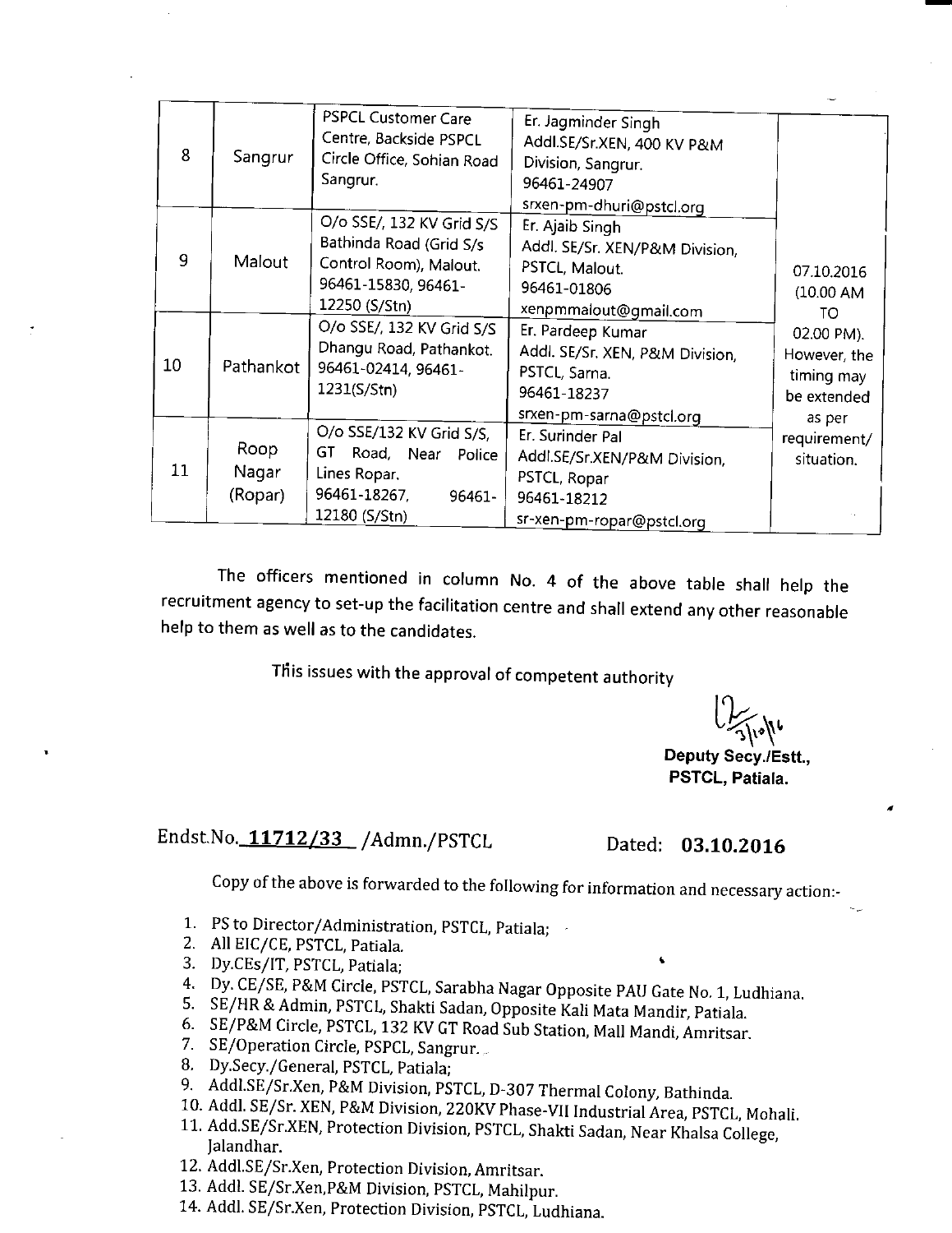| 8 | Sangrur | PSPCL Customer Care Centre, Backside PSPCL Circle Office, Sohian Road Sangrur. | Er. Jagminder Singh Addl.SE/Sr.XEN, 400 KV P&M Division, Sangrur. 96461-24907 srxen-pm-dhuri@pstcl.org | 07.10.2016 (10.00 AM TO 02.00 PM). However, the timing may be extended as per requirement/ situation. |
|---|---|---|---|---|
| 9 | Malout | O/o SSE/, 132 KV Grid S/S Bathinda Road (Grid S/s Control Room), Malout. 96461-15830, 96461-12250 (S/Stn) | Er. Ajaib Singh Addl. SE/Sr. XEN/P&M Division, PSTCL, Malout. 96461-01806 xenpmmalout@gmail.com | |
| 10 | Pathankot | O/o SSE/, 132 KV Grid S/S Dhangu Road, Pathankot. 96461-02414, 96461-1231(S/Stn) | Er. Pardeep Kumar Addl. SE/Sr. XEN, P&M Division, PSTCL, Sarna. 96461-18237 srxen-pm-sarna@pstcl.org | |
| 11 | Roop Nagar (Ropar) | O/o SSE/132 KV Grid S/S, GT Road, Near Police Lines Ropar. 96461-18267, 96461-12180 (S/Stn) | Er. Surinder Pal Addl.SE/Sr.XEN/P&M Division, PSTCL, Ropar 96461-18212 sr-xen-pm-ropar@pstcl.org | |

The officers mentioned in column No. 4 of the above table shall help the recruitment agency to set-up the facilitation centre and shall extend any other reasonable help to them as well as to the candidates.

This issues with the approval of competent authority

Sd/- 3/10/16

**Deputy Secy./Estt.,**
**PSTCL, Patiala.**

Endst.No. **11712/33** /Admn./PSTCL Dated: **03.10.2016**

Copy of the above is forwarded to the following for information and necessary action:-

1. PS to Director/Administration, PSTCL, Patiala;
2. All EIC/CE, PSTCL, Patiala.
3. Dy.CEs/IT, PSTCL, Patiala;
4. Dy. CE/SE, P&M Circle, PSTCL, Sarabha Nagar Opposite PAU Gate No. 1, Ludhiana.
5. SE/HR & Admin, PSTCL, Shakti Sadan, Opposite Kali Mata Mandir, Patiala.
6. SE/P&M Circle, PSTCL, 132 KV GT Road Sub Station, Mall Mandi, Amritsar.
7. SE/Operation Circle, PSPCL, Sangrur.
8. Dy.Secy./General, PSTCL, Patiala;
9. Addl.SE/Sr.Xen, P&M Division, PSTCL, D-307 Thermal Colony, Bathinda.
10. Addl. SE/Sr. XEN, P&M Division, 220KV Phase-VII Industrial Area, PSTCL, Mohali.
11. Add.SE/Sr.XEN, Protection Division, PSTCL, Shakti Sadan, Near Khalsa College, Jalandhar.
12. Addl.SE/Sr.Xen, Protection Division, Amritsar.
13. Addl. SE/Sr.Xen,P&M Division, PSTCL, Mahilpur.
14. Addl. SE/Sr.Xen, Protection Division, PSTCL, Ludhiana.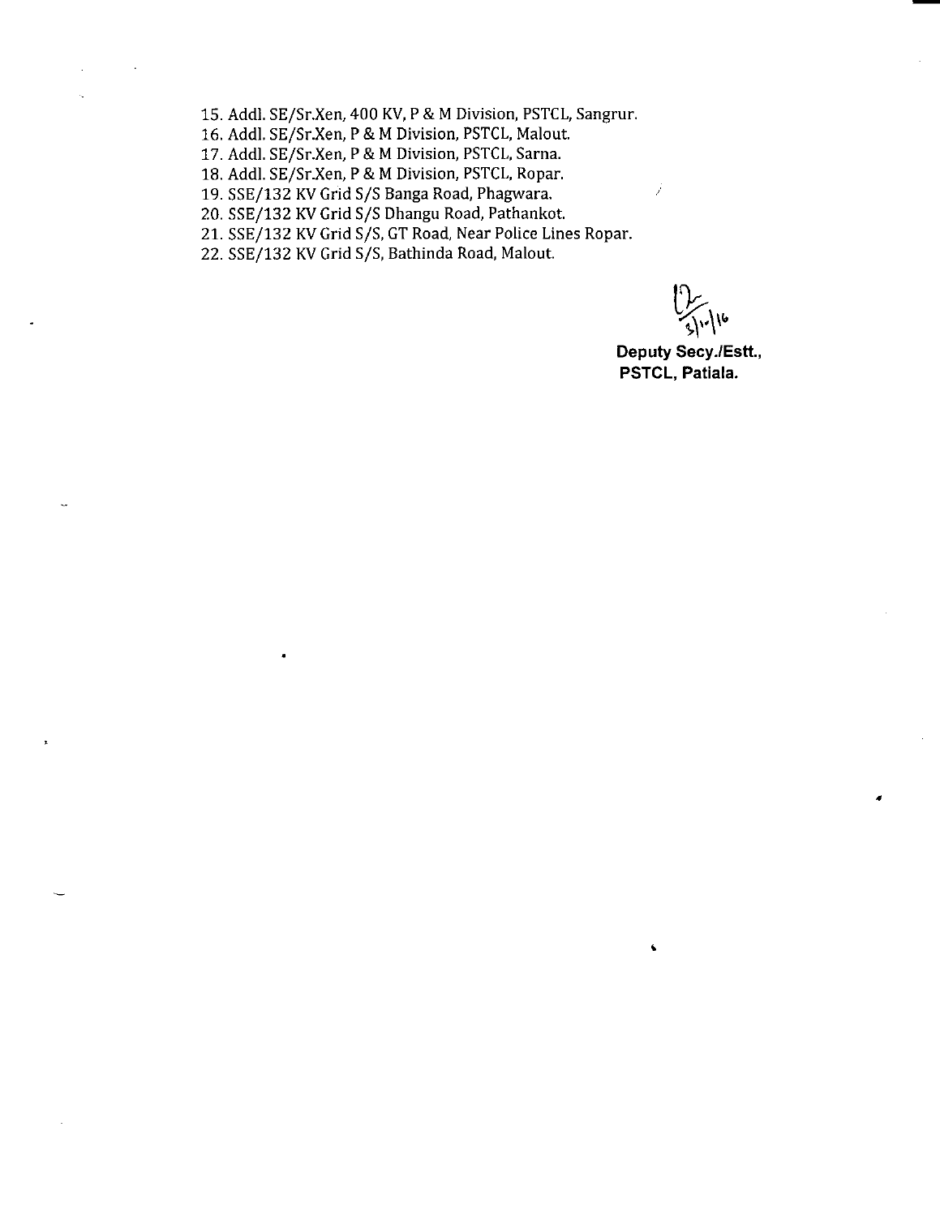15. Addl. SE/Sr.Xen, 400 KV, P & M Division, PSTCL, Sangrur.
16. Addl. SE/Sr.Xen, P & M Division, PSTCL, Malout.
17. Addl. SE/Sr.Xen, P & M Division, PSTCL, Sarna.
18. Addl. SE/Sr.Xen, P & M Division, PSTCL, Ropar.
19. SSE/132 KV Grid S/S Banga Road, Phagwara.
20. SSE/132 KV Grid S/S Dhangu Road, Pathankot.
21. SSE/132 KV Grid S/S, GT Road, Near Police Lines Ropar.
22. SSE/132 KV Grid S/S, Bathinda Road, Malout.

3/1/16

**Deputy Secy./Estt.,**
**PSTCL, Patiala.**